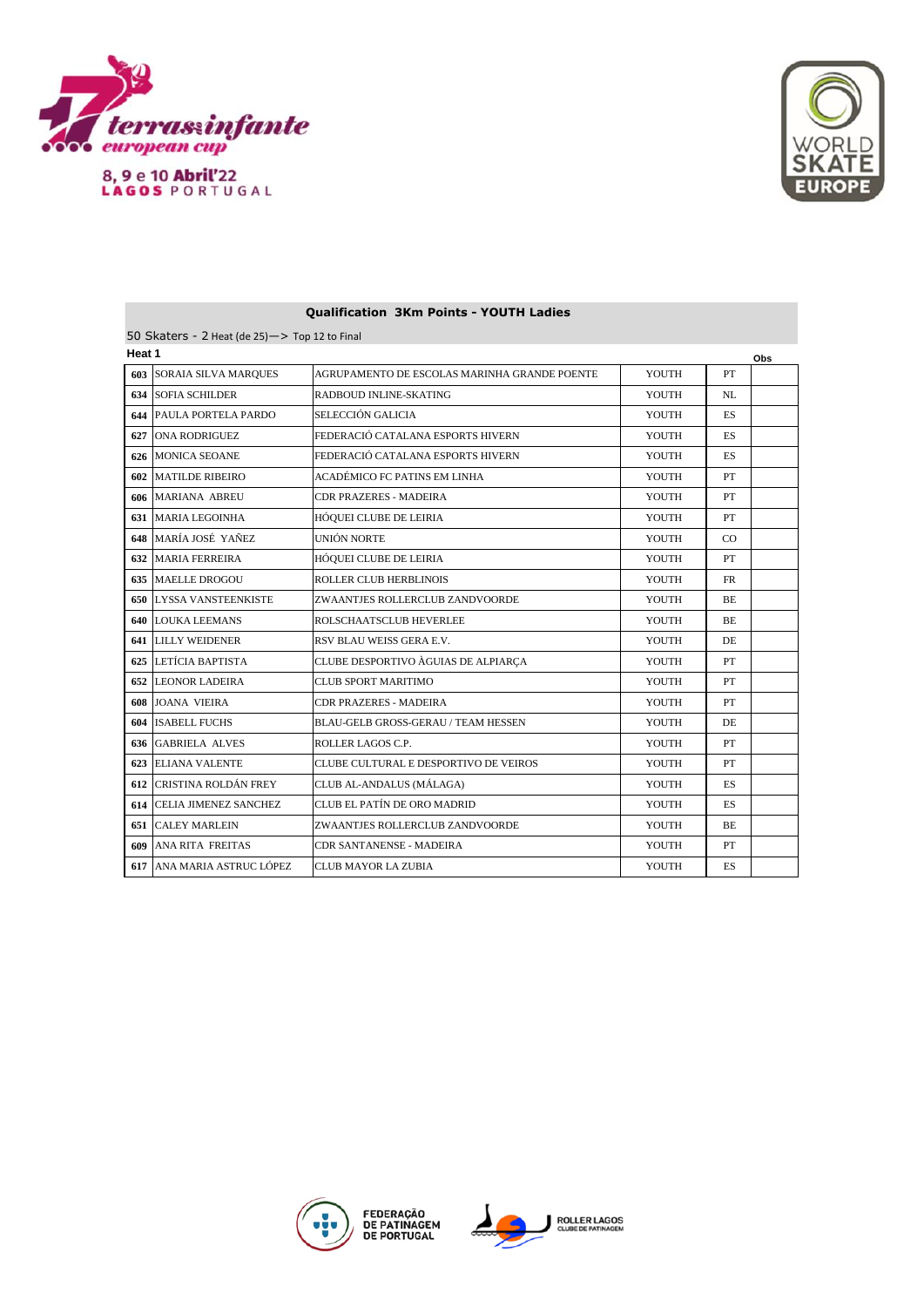17 terras de infante european cup

8, 9 e 10 Abril'22
LAGOS PORTUGAL

WORLD SKATE EUROPE

## Qualification 3Km Points - YOUTH Ladies

50 Skaters - 2 Heat (de 25)—> Top 12 to Final

**Heat 1**

| | | | | | Obs |
|---|---|---|---|---|---|
| 603 | SORAIA SILVA MARQUES | AGRUPAMENTO DE ESCOLAS MARINHA GRANDE POENTE | YOUTH | PT | |
| 634 | SOFIA SCHILDER | RADBOUD INLINE-SKATING | YOUTH | NL | |
| 644 | PAULA PORTELA PARDO | SELECCIÓN GALICIA | YOUTH | ES | |
| 627 | ONA RODRIGUEZ | FEDERACIÓ CATALANA ESPORTS HIVERN | YOUTH | ES | |
| 626 | MONICA SEOANE | FEDERACIÓ CATALANA ESPORTS HIVERN | YOUTH | ES | |
| 602 | MATILDE RIBEIRO | ACADÉMICO FC PATINS EM LINHA | YOUTH | PT | |
| 606 | MARIANA ABREU | CDR PRAZERES - MADEIRA | YOUTH | PT | |
| 631 | MARIA LEGOINHA | HÓQUEI CLUBE DE LEIRIA | YOUTH | PT | |
| 648 | MARÍA JOSÉ YAÑEZ | UNIÓN NORTE | YOUTH | CO | |
| 632 | MARIA FERREIRA | HÓQUEI CLUBE DE LEIRIA | YOUTH | PT | |
| 635 | MAELLE DROGOU | ROLLER CLUB HERBLINOIS | YOUTH | FR | |
| 650 | LYSSA VANSTEENKISTE | ZWAANTJES ROLLERCLUB ZANDVOORDE | YOUTH | BE | |
| 640 | LOUKA LEEMANS | ROLSCHAATSCLUB HEVERLEE | YOUTH | BE | |
| 641 | LILLY WEIDENER | RSV BLAU WEISS GERA E.V. | YOUTH | DE | |
| 625 | LETÍCIA BAPTISTA | CLUBE DESPORTIVO ÀGUIAS DE ALPIARÇA | YOUTH | PT | |
| 652 | LEONOR LADEIRA | CLUB SPORT MARITIMO | YOUTH | PT | |
| 608 | JOANA VIEIRA | CDR PRAZERES - MADEIRA | YOUTH | PT | |
| 604 | ISABELL FUCHS | BLAU-GELB GROSS-GERAU / TEAM HESSEN | YOUTH | DE | |
| 636 | GABRIELA ALVES | ROLLER LAGOS C.P. | YOUTH | PT | |
| 623 | ELIANA VALENTE | CLUBE CULTURAL E DESPORTIVO DE VEIROS | YOUTH | PT | |
| 612 | CRISTINA ROLDÁN FREY | CLUB AL-ANDALUS (MÁLAGA) | YOUTH | ES | |
| 614 | CELIA JIMENEZ SANCHEZ | CLUB EL PATÍN DE ORO MADRID | YOUTH | ES | |
| 651 | CALEY MARLEIN | ZWAANTJES ROLLERCLUB ZANDVOORDE | YOUTH | BE | |
| 609 | ANA RITA FREITAS | CDR SANTANENSE - MADEIRA | YOUTH | PT | |
| 617 | ANA MARIA ASTRUC LÓPEZ | CLUB MAYOR LA ZUBIA | YOUTH | ES | |

FEDERAÇÃO DE PATINAGEM DE PORTUGAL

ROLLER LAGOS CLUBE DE PATINAGEM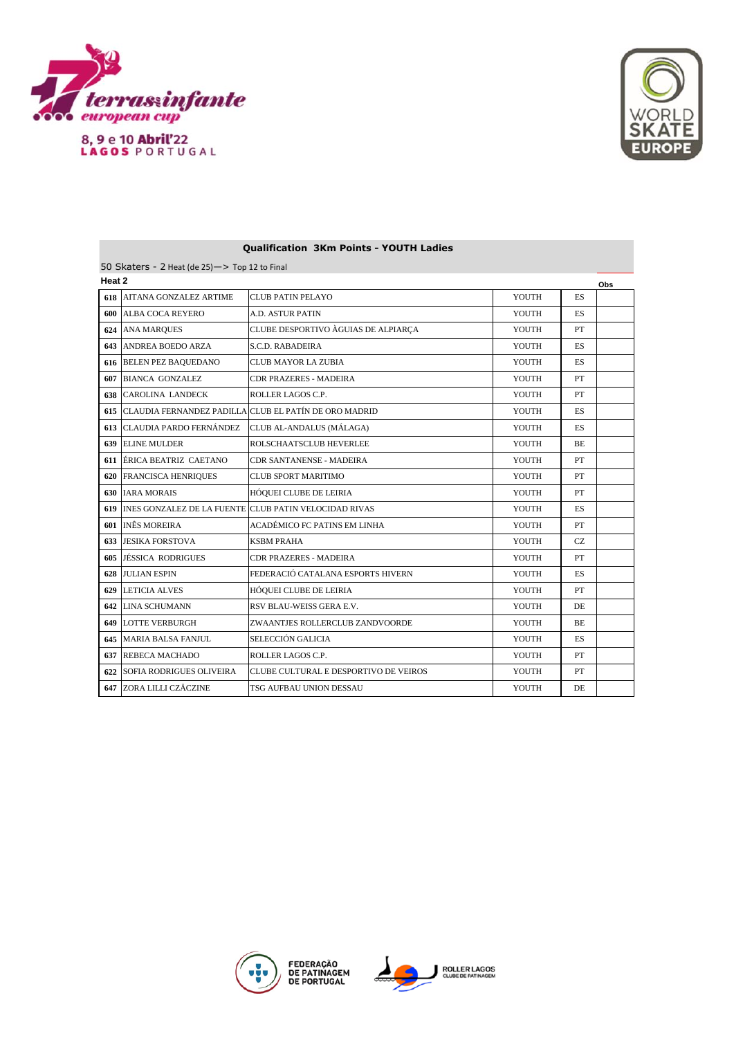terras⁘infante european cup

8, 9 e 10 Abril'22
LAGOS PORTUGAL

WORLD SKATE EUROPE

## Qualification 3Km Points - YOUTH Ladies

50 Skaters - 2 Heat (de 25)—> Top 12 to Final

**Heat 2**

| | | | | | Obs |
|---|---|---|---|---|---|
| 618 | AITANA GONZALEZ ARTIME | CLUB PATIN PELAYO | YOUTH | ES | |
| 600 | ALBA COCA REYERO | A.D. ASTUR PATIN | YOUTH | ES | |
| 624 | ANA MARQUES | CLUBE DESPORTIVO ÀGUIAS DE ALPIARÇA | YOUTH | PT | |
| 643 | ANDREA BOEDO ARZA | S.C.D. RABADEIRA | YOUTH | ES | |
| 616 | BELEN PEZ BAQUEDANO | CLUB MAYOR LA ZUBIA | YOUTH | ES | |
| 607 | BIANCA GONZALEZ | CDR PRAZERES - MADEIRA | YOUTH | PT | |
| 638 | CAROLINA LANDECK | ROLLER LAGOS C.P. | YOUTH | PT | |
| 615 | CLAUDIA FERNANDEZ PADILLA | CLUB EL PATÍN DE ORO MADRID | YOUTH | ES | |
| 613 | CLAUDIA PARDO FERNÁNDEZ | CLUB AL-ANDALUS (MÁLAGA) | YOUTH | ES | |
| 639 | ELINE MULDER | ROLSCHAATSCLUB HEVERLEE | YOUTH | BE | |
| 611 | ÉRICA BEATRIZ CAETANO | CDR SANTANENSE - MADEIRA | YOUTH | PT | |
| 620 | FRANCISCA HENRIQUES | CLUB SPORT MARITIMO | YOUTH | PT | |
| 630 | IARA MORAIS | HÓQUEI CLUBE DE LEIRIA | YOUTH | PT | |
| 619 | INES GONZALEZ DE LA FUENTE | CLUB PATIN VELOCIDAD RIVAS | YOUTH | ES | |
| 601 | INÊS MOREIRA | ACADÉMICO FC PATINS EM LINHA | YOUTH | PT | |
| 633 | JESIKA FORSTOVA | KSBM PRAHA | YOUTH | CZ | |
| 605 | JÉSSICA RODRIGUES | CDR PRAZERES - MADEIRA | YOUTH | PT | |
| 628 | JULIAN ESPIN | FEDERACIÓ CATALANA ESPORTS HIVERN | YOUTH | ES | |
| 629 | LETICIA ALVES | HÓQUEI CLUBE DE LEIRIA | YOUTH | PT | |
| 642 | LINA SCHUMANN | RSV BLAU-WEISS GERA E.V. | YOUTH | DE | |
| 649 | LOTTE VERBURGH | ZWAANTJES ROLLERCLUB ZANDVOORDE | YOUTH | BE | |
| 645 | MARIA BALSA FANJUL | SELECCIÓN GALICIA | YOUTH | ES | |
| 637 | REBECA MACHADO | ROLLER LAGOS C.P. | YOUTH | PT | |
| 622 | SOFIA RODRIGUES OLIVEIRA | CLUBE CULTURAL E DESPORTIVO DE VEIROS | YOUTH | PT | |
| 647 | ZORA LILLI CZÄCZINE | TSG AUFBAU UNION DESSAU | YOUTH | DE | |

FEDERAÇÃO DE PATINAGEM DE PORTUGAL

ROLLER LAGOS CLUBE DE PATINAGEM